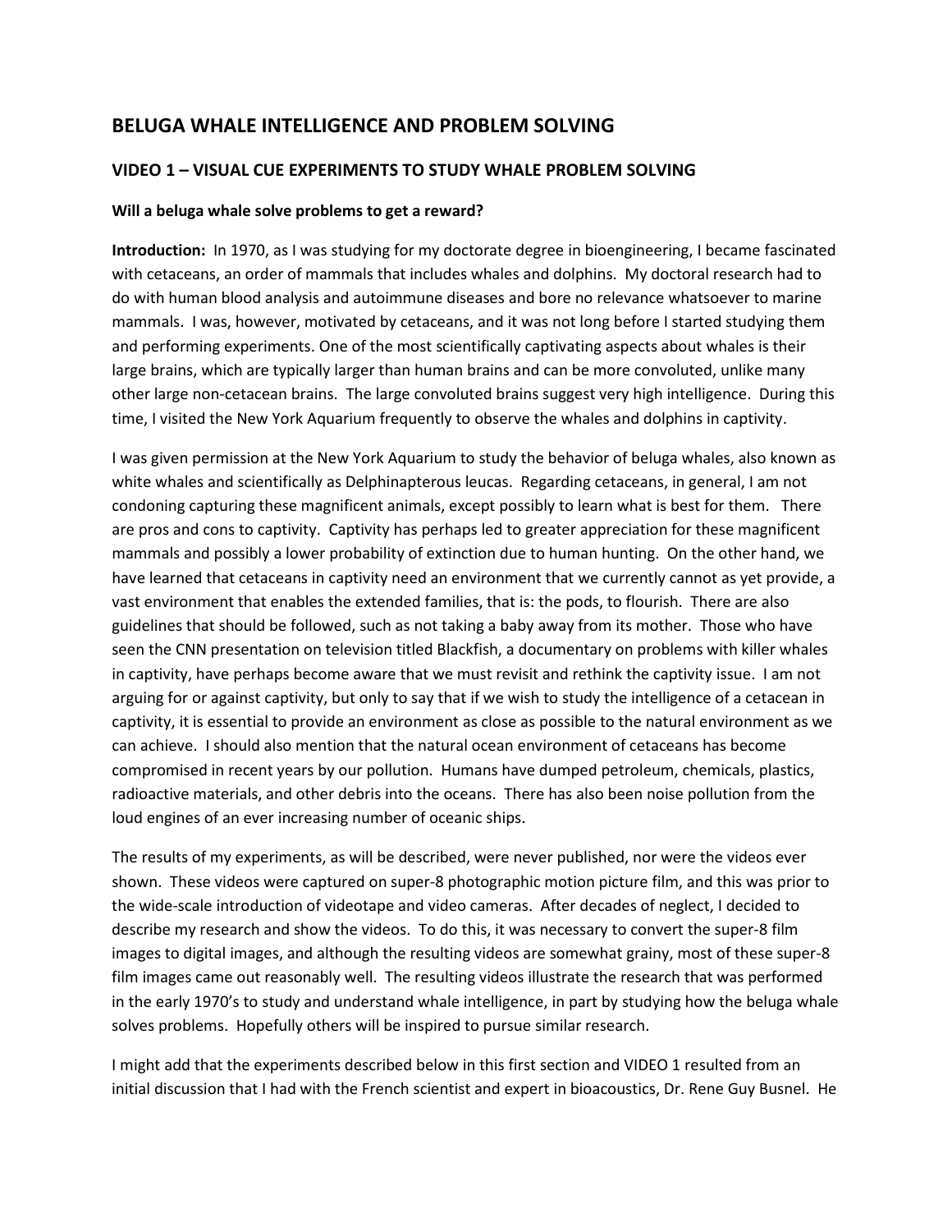## BELUGA WHALE INTELLIGENCE AND PROBLEM SOLVING

### VIDEO 1 – VISUAL CUE EXPERIMENTS TO STUDY WHALE PROBLEM SOLVING

**Will a beluga whale solve problems to get a reward?**

**Introduction:** In 1970, as I was studying for my doctorate degree in bioengineering, I became fascinated with cetaceans, an order of mammals that includes whales and dolphins. My doctoral research had to do with human blood analysis and autoimmune diseases and bore no relevance whatsoever to marine mammals. I was, however, motivated by cetaceans, and it was not long before I started studying them and performing experiments. One of the most scientifically captivating aspects about whales is their large brains, which are typically larger than human brains and can be more convoluted, unlike many other large non-cetacean brains. The large convoluted brains suggest very high intelligence. During this time, I visited the New York Aquarium frequently to observe the whales and dolphins in captivity.

I was given permission at the New York Aquarium to study the behavior of beluga whales, also known as white whales and scientifically as Delphinapterous leucas. Regarding cetaceans, in general, I am not condoning capturing these magnificent animals, except possibly to learn what is best for them. There are pros and cons to captivity. Captivity has perhaps led to greater appreciation for these magnificent mammals and possibly a lower probability of extinction due to human hunting. On the other hand, we have learned that cetaceans in captivity need an environment that we currently cannot as yet provide, a vast environment that enables the extended families, that is: the pods, to flourish. There are also guidelines that should be followed, such as not taking a baby away from its mother. Those who have seen the CNN presentation on television titled Blackfish, a documentary on problems with killer whales in captivity, have perhaps become aware that we must revisit and rethink the captivity issue. I am not arguing for or against captivity, but only to say that if we wish to study the intelligence of a cetacean in captivity, it is essential to provide an environment as close as possible to the natural environment as we can achieve. I should also mention that the natural ocean environment of cetaceans has become compromised in recent years by our pollution. Humans have dumped petroleum, chemicals, plastics, radioactive materials, and other debris into the oceans. There has also been noise pollution from the loud engines of an ever increasing number of oceanic ships.

The results of my experiments, as will be described, were never published, nor were the videos ever shown. These videos were captured on super-8 photographic motion picture film, and this was prior to the wide-scale introduction of videotape and video cameras. After decades of neglect, I decided to describe my research and show the videos. To do this, it was necessary to convert the super-8 film images to digital images, and although the resulting videos are somewhat grainy, most of these super-8 film images came out reasonably well. The resulting videos illustrate the research that was performed in the early 1970's to study and understand whale intelligence, in part by studying how the beluga whale solves problems. Hopefully others will be inspired to pursue similar research.

I might add that the experiments described below in this first section and VIDEO 1 resulted from an initial discussion that I had with the French scientist and expert in bioacoustics, Dr. Rene Guy Busnel. He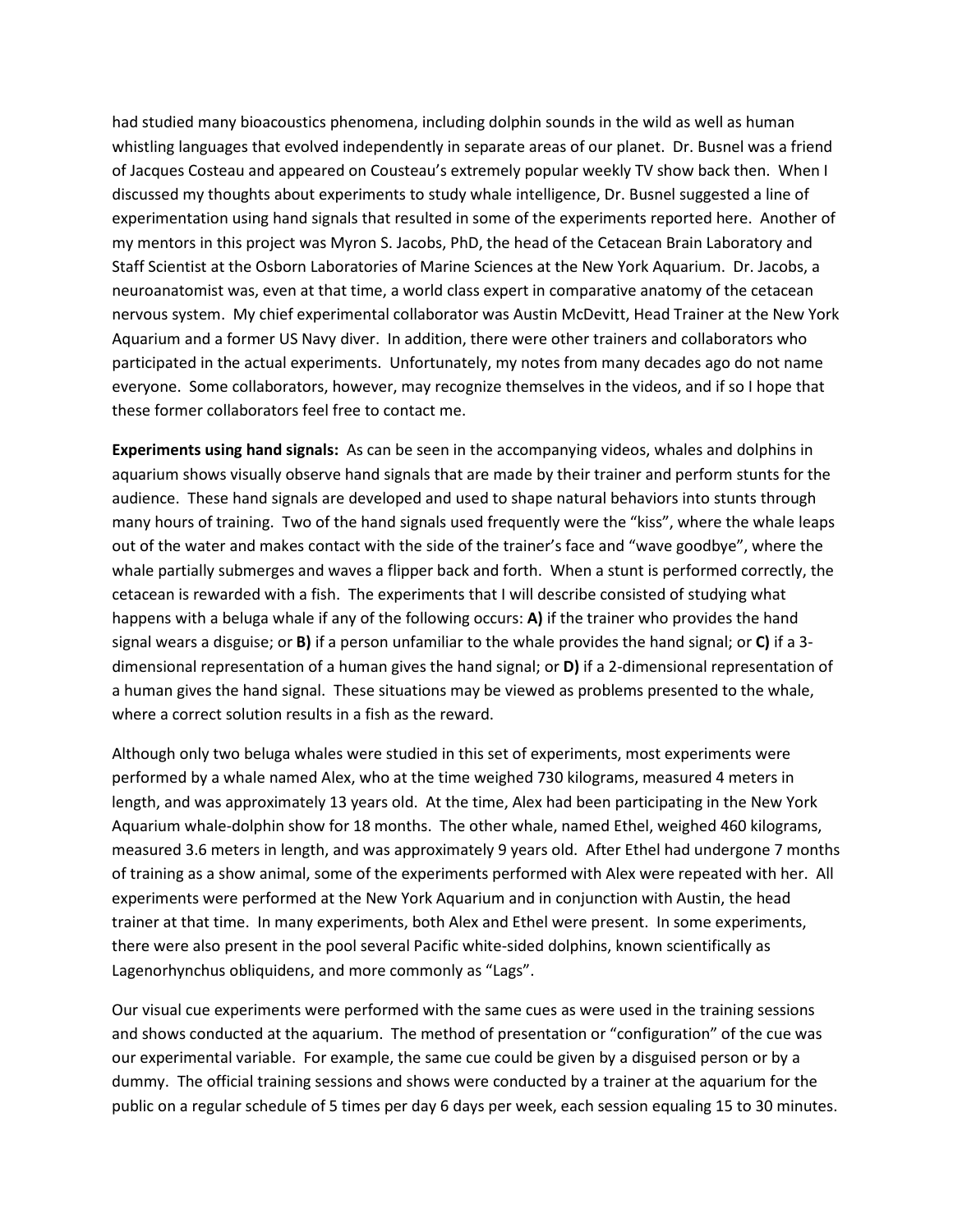had studied many bioacoustics phenomena, including dolphin sounds in the wild as well as human whistling languages that evolved independently in separate areas of our planet. Dr. Busnel was a friend of Jacques Costeau and appeared on Cousteau's extremely popular weekly TV show back then. When I discussed my thoughts about experiments to study whale intelligence, Dr. Busnel suggested a line of experimentation using hand signals that resulted in some of the experiments reported here. Another of my mentors in this project was Myron S. Jacobs, PhD, the head of the Cetacean Brain Laboratory and Staff Scientist at the Osborn Laboratories of Marine Sciences at the New York Aquarium. Dr. Jacobs, a neuroanatomist was, even at that time, a world class expert in comparative anatomy of the cetacean nervous system. My chief experimental collaborator was Austin McDevitt, Head Trainer at the New York Aquarium and a former US Navy diver. In addition, there were other trainers and collaborators who participated in the actual experiments. Unfortunately, my notes from many decades ago do not name everyone. Some collaborators, however, may recognize themselves in the videos, and if so I hope that these former collaborators feel free to contact me.

**Experiments using hand signals:** As can be seen in the accompanying videos, whales and dolphins in aquarium shows visually observe hand signals that are made by their trainer and perform stunts for the audience. These hand signals are developed and used to shape natural behaviors into stunts through many hours of training. Two of the hand signals used frequently were the "kiss", where the whale leaps out of the water and makes contact with the side of the trainer's face and "wave goodbye", where the whale partially submerges and waves a flipper back and forth. When a stunt is performed correctly, the cetacean is rewarded with a fish. The experiments that I will describe consisted of studying what happens with a beluga whale if any of the following occurs: **A)** if the trainer who provides the hand signal wears a disguise; or **B)** if a person unfamiliar to the whale provides the hand signal; or **C)** if a 3-dimensional representation of a human gives the hand signal; or **D)** if a 2-dimensional representation of a human gives the hand signal. These situations may be viewed as problems presented to the whale, where a correct solution results in a fish as the reward.

Although only two beluga whales were studied in this set of experiments, most experiments were performed by a whale named Alex, who at the time weighed 730 kilograms, measured 4 meters in length, and was approximately 13 years old. At the time, Alex had been participating in the New York Aquarium whale-dolphin show for 18 months. The other whale, named Ethel, weighed 460 kilograms, measured 3.6 meters in length, and was approximately 9 years old. After Ethel had undergone 7 months of training as a show animal, some of the experiments performed with Alex were repeated with her. All experiments were performed at the New York Aquarium and in conjunction with Austin, the head trainer at that time. In many experiments, both Alex and Ethel were present. In some experiments, there were also present in the pool several Pacific white-sided dolphins, known scientifically as Lagenorhynchus obliquidens, and more commonly as "Lags".

Our visual cue experiments were performed with the same cues as were used in the training sessions and shows conducted at the aquarium. The method of presentation or "configuration" of the cue was our experimental variable. For example, the same cue could be given by a disguised person or by a dummy. The official training sessions and shows were conducted by a trainer at the aquarium for the public on a regular schedule of 5 times per day 6 days per week, each session equaling 15 to 30 minutes.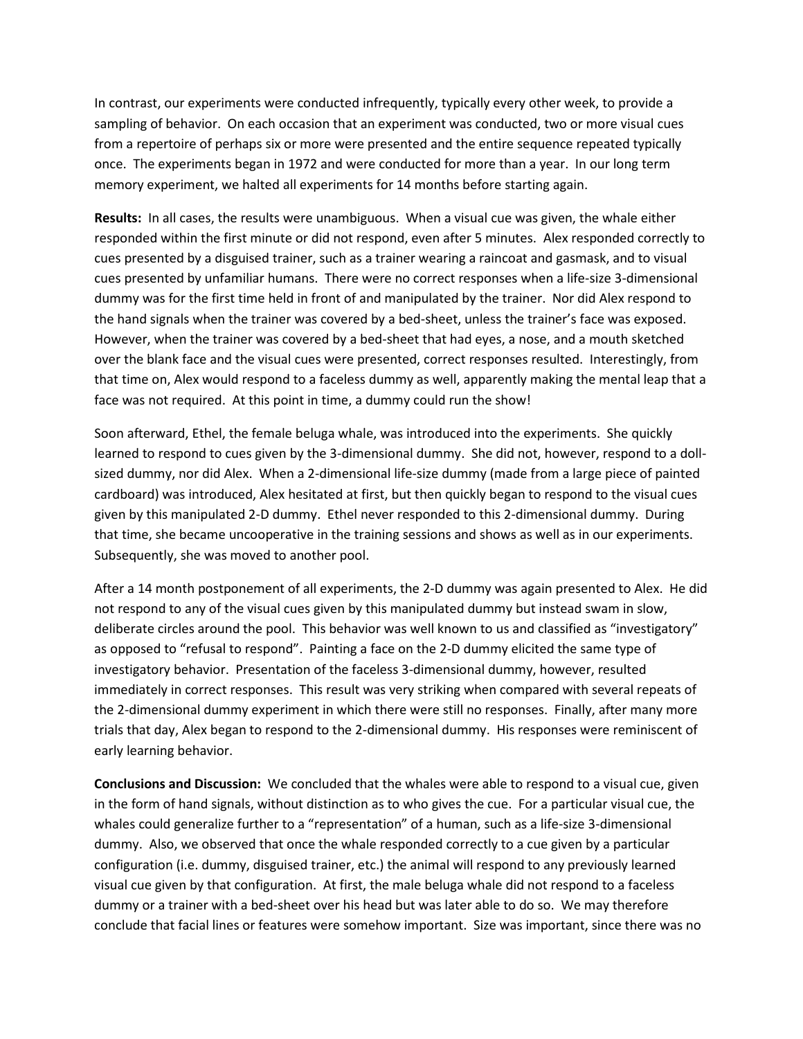In contrast, our experiments were conducted infrequently, typically every other week, to provide a sampling of behavior. On each occasion that an experiment was conducted, two or more visual cues from a repertoire of perhaps six or more were presented and the entire sequence repeated typically once. The experiments began in 1972 and were conducted for more than a year. In our long term memory experiment, we halted all experiments for 14 months before starting again.

**Results:** In all cases, the results were unambiguous. When a visual cue was given, the whale either responded within the first minute or did not respond, even after 5 minutes. Alex responded correctly to cues presented by a disguised trainer, such as a trainer wearing a raincoat and gasmask, and to visual cues presented by unfamiliar humans. There were no correct responses when a life-size 3-dimensional dummy was for the first time held in front of and manipulated by the trainer. Nor did Alex respond to the hand signals when the trainer was covered by a bed-sheet, unless the trainer's face was exposed. However, when the trainer was covered by a bed-sheet that had eyes, a nose, and a mouth sketched over the blank face and the visual cues were presented, correct responses resulted. Interestingly, from that time on, Alex would respond to a faceless dummy as well, apparently making the mental leap that a face was not required. At this point in time, a dummy could run the show!

Soon afterward, Ethel, the female beluga whale, was introduced into the experiments. She quickly learned to respond to cues given by the 3-dimensional dummy. She did not, however, respond to a doll-sized dummy, nor did Alex. When a 2-dimensional life-size dummy (made from a large piece of painted cardboard) was introduced, Alex hesitated at first, but then quickly began to respond to the visual cues given by this manipulated 2-D dummy. Ethel never responded to this 2-dimensional dummy. During that time, she became uncooperative in the training sessions and shows as well as in our experiments. Subsequently, she was moved to another pool.

After a 14 month postponement of all experiments, the 2-D dummy was again presented to Alex. He did not respond to any of the visual cues given by this manipulated dummy but instead swam in slow, deliberate circles around the pool. This behavior was well known to us and classified as "investigatory" as opposed to "refusal to respond". Painting a face on the 2-D dummy elicited the same type of investigatory behavior. Presentation of the faceless 3-dimensional dummy, however, resulted immediately in correct responses. This result was very striking when compared with several repeats of the 2-dimensional dummy experiment in which there were still no responses. Finally, after many more trials that day, Alex began to respond to the 2-dimensional dummy. His responses were reminiscent of early learning behavior.

**Conclusions and Discussion:** We concluded that the whales were able to respond to a visual cue, given in the form of hand signals, without distinction as to who gives the cue. For a particular visual cue, the whales could generalize further to a "representation" of a human, such as a life-size 3-dimensional dummy. Also, we observed that once the whale responded correctly to a cue given by a particular configuration (i.e. dummy, disguised trainer, etc.) the animal will respond to any previously learned visual cue given by that configuration. At first, the male beluga whale did not respond to a faceless dummy or a trainer with a bed-sheet over his head but was later able to do so. We may therefore conclude that facial lines or features were somehow important. Size was important, since there was no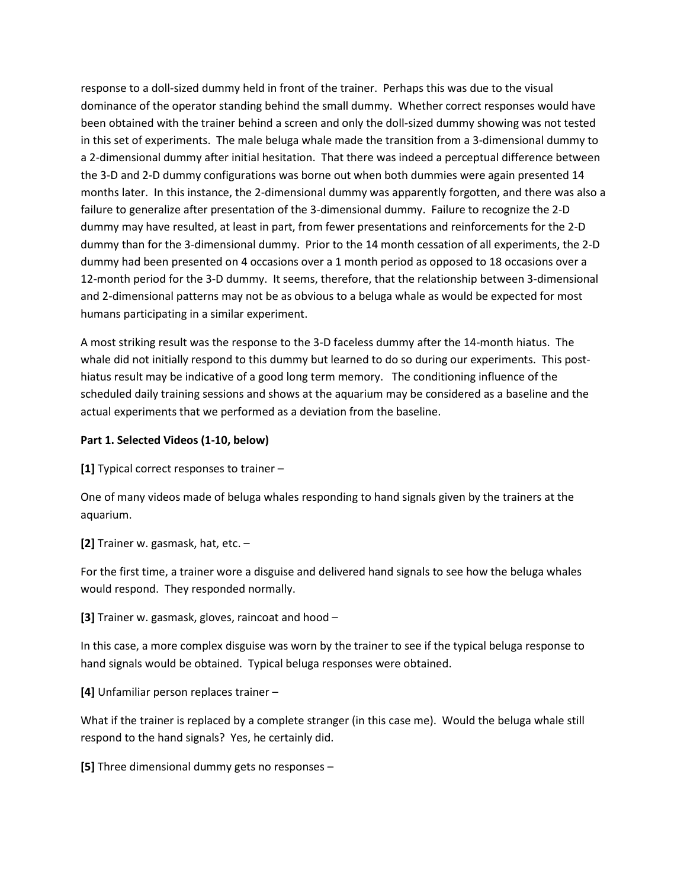response to a doll-sized dummy held in front of the trainer. Perhaps this was due to the visual dominance of the operator standing behind the small dummy. Whether correct responses would have been obtained with the trainer behind a screen and only the doll-sized dummy showing was not tested in this set of experiments. The male beluga whale made the transition from a 3-dimensional dummy to a 2-dimensional dummy after initial hesitation. That there was indeed a perceptual difference between the 3-D and 2-D dummy configurations was borne out when both dummies were again presented 14 months later. In this instance, the 2-dimensional dummy was apparently forgotten, and there was also a failure to generalize after presentation of the 3-dimensional dummy. Failure to recognize the 2-D dummy may have resulted, at least in part, from fewer presentations and reinforcements for the 2-D dummy than for the 3-dimensional dummy. Prior to the 14 month cessation of all experiments, the 2-D dummy had been presented on 4 occasions over a 1 month period as opposed to 18 occasions over a 12-month period for the 3-D dummy. It seems, therefore, that the relationship between 3-dimensional and 2-dimensional patterns may not be as obvious to a beluga whale as would be expected for most humans participating in a similar experiment.

A most striking result was the response to the 3-D faceless dummy after the 14-month hiatus. The whale did not initially respond to this dummy but learned to do so during our experiments. This post-hiatus result may be indicative of a good long term memory. The conditioning influence of the scheduled daily training sessions and shows at the aquarium may be considered as a baseline and the actual experiments that we performed as a deviation from the baseline.

**Part 1. Selected Videos (1-10, below)**

**[1]** Typical correct responses to trainer –

One of many videos made of beluga whales responding to hand signals given by the trainers at the aquarium.

**[2]** Trainer w. gasmask, hat, etc. –

For the first time, a trainer wore a disguise and delivered hand signals to see how the beluga whales would respond. They responded normally.

**[3]** Trainer w. gasmask, gloves, raincoat and hood –

In this case, a more complex disguise was worn by the trainer to see if the typical beluga response to hand signals would be obtained. Typical beluga responses were obtained.

**[4]** Unfamiliar person replaces trainer –

What if the trainer is replaced by a complete stranger (in this case me). Would the beluga whale still respond to the hand signals? Yes, he certainly did.

**[5]** Three dimensional dummy gets no responses –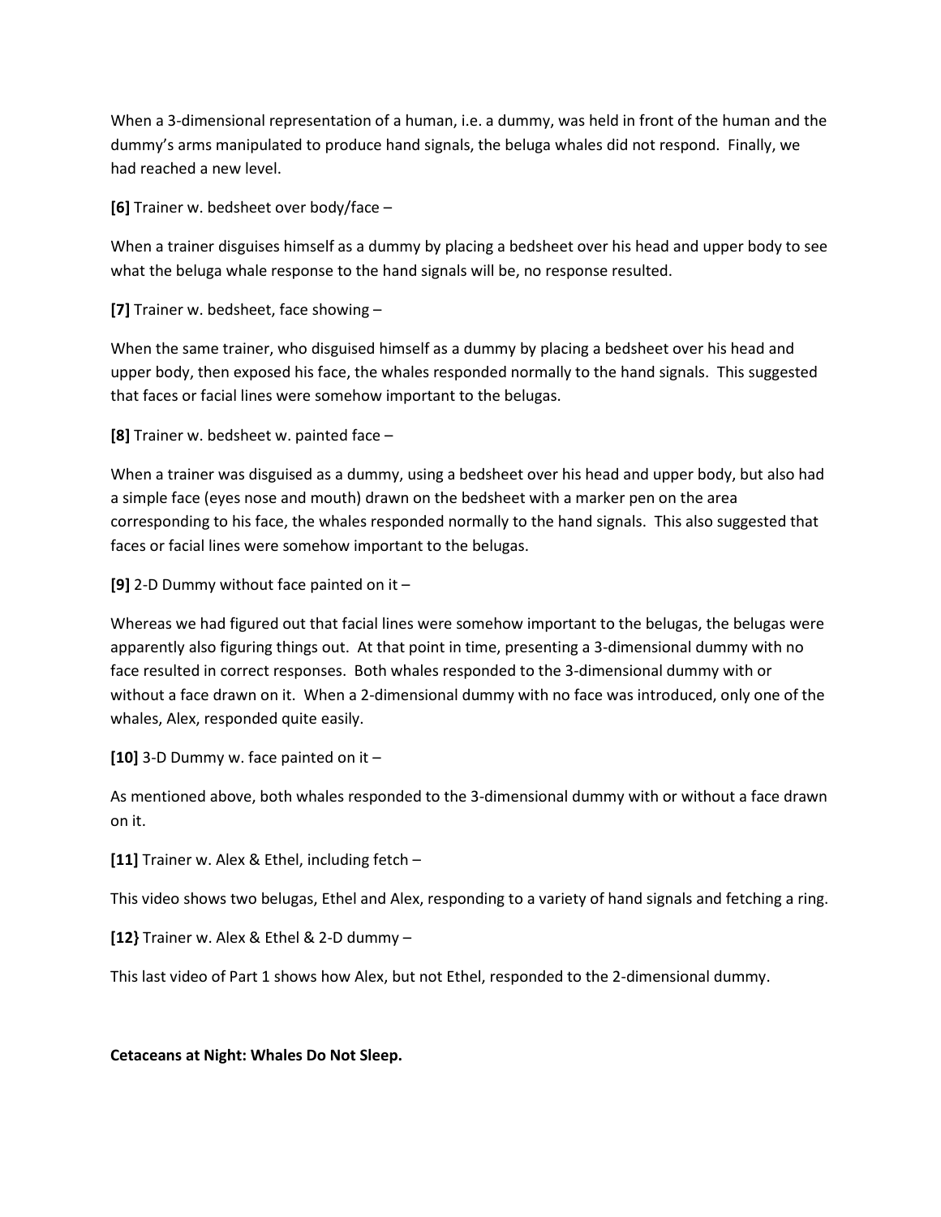When a 3-dimensional representation of a human, i.e. a dummy, was held in front of the human and the dummy's arms manipulated to produce hand signals, the beluga whales did not respond. Finally, we had reached a new level.

**[6]** Trainer w. bedsheet over body/face –

When a trainer disguises himself as a dummy by placing a bedsheet over his head and upper body to see what the beluga whale response to the hand signals will be, no response resulted.

**[7]** Trainer w. bedsheet, face showing –

When the same trainer, who disguised himself as a dummy by placing a bedsheet over his head and upper body, then exposed his face, the whales responded normally to the hand signals. This suggested that faces or facial lines were somehow important to the belugas.

**[8]** Trainer w. bedsheet w. painted face –

When a trainer was disguised as a dummy, using a bedsheet over his head and upper body, but also had a simple face (eyes nose and mouth) drawn on the bedsheet with a marker pen on the area corresponding to his face, the whales responded normally to the hand signals. This also suggested that faces or facial lines were somehow important to the belugas.

**[9]** 2-D Dummy without face painted on it –

Whereas we had figured out that facial lines were somehow important to the belugas, the belugas were apparently also figuring things out. At that point in time, presenting a 3-dimensional dummy with no face resulted in correct responses. Both whales responded to the 3-dimensional dummy with or without a face drawn on it. When a 2-dimensional dummy with no face was introduced, only one of the whales, Alex, responded quite easily.

**[10]** 3-D Dummy w. face painted on it –

As mentioned above, both whales responded to the 3-dimensional dummy with or without a face drawn on it.

**[11]** Trainer w. Alex & Ethel, including fetch –

This video shows two belugas, Ethel and Alex, responding to a variety of hand signals and fetching a ring.

**[12}** Trainer w. Alex & Ethel & 2-D dummy –

This last video of Part 1 shows how Alex, but not Ethel, responded to the 2-dimensional dummy.

**Cetaceans at Night: Whales Do Not Sleep.**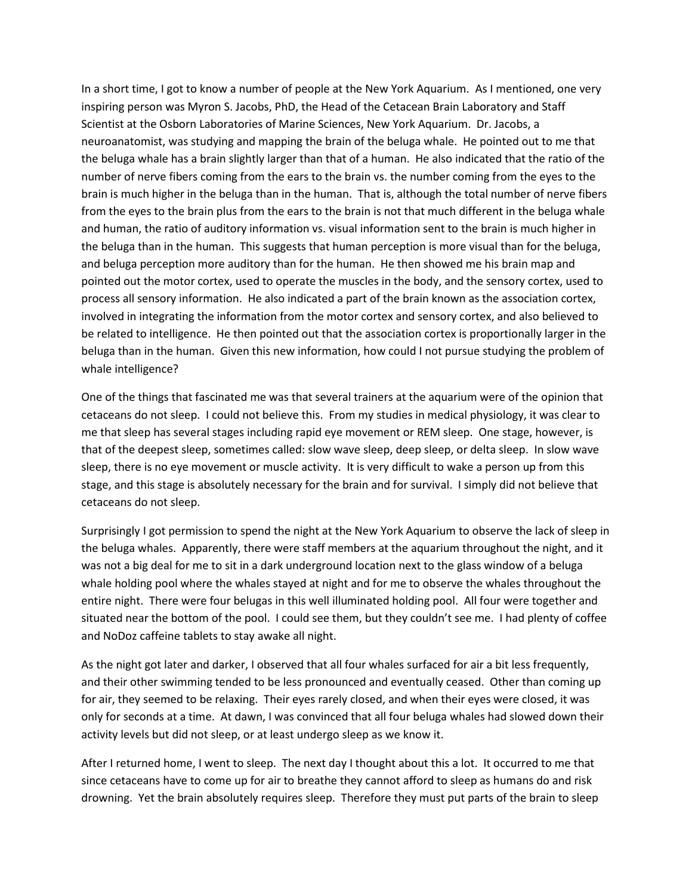In a short time, I got to know a number of people at the New York Aquarium. As I mentioned, one very inspiring person was Myron S. Jacobs, PhD, the Head of the Cetacean Brain Laboratory and Staff Scientist at the Osborn Laboratories of Marine Sciences, New York Aquarium. Dr. Jacobs, a neuroanatomist, was studying and mapping the brain of the beluga whale. He pointed out to me that the beluga whale has a brain slightly larger than that of a human. He also indicated that the ratio of the number of nerve fibers coming from the ears to the brain vs. the number coming from the eyes to the brain is much higher in the beluga than in the human. That is, although the total number of nerve fibers from the eyes to the brain plus from the ears to the brain is not that much different in the beluga whale and human, the ratio of auditory information vs. visual information sent to the brain is much higher in the beluga than in the human. This suggests that human perception is more visual than for the beluga, and beluga perception more auditory than for the human. He then showed me his brain map and pointed out the motor cortex, used to operate the muscles in the body, and the sensory cortex, used to process all sensory information. He also indicated a part of the brain known as the association cortex, involved in integrating the information from the motor cortex and sensory cortex, and also believed to be related to intelligence. He then pointed out that the association cortex is proportionally larger in the beluga than in the human. Given this new information, how could I not pursue studying the problem of whale intelligence?

One of the things that fascinated me was that several trainers at the aquarium were of the opinion that cetaceans do not sleep. I could not believe this. From my studies in medical physiology, it was clear to me that sleep has several stages including rapid eye movement or REM sleep. One stage, however, is that of the deepest sleep, sometimes called: slow wave sleep, deep sleep, or delta sleep. In slow wave sleep, there is no eye movement or muscle activity. It is very difficult to wake a person up from this stage, and this stage is absolutely necessary for the brain and for survival. I simply did not believe that cetaceans do not sleep.

Surprisingly I got permission to spend the night at the New York Aquarium to observe the lack of sleep in the beluga whales. Apparently, there were staff members at the aquarium throughout the night, and it was not a big deal for me to sit in a dark underground location next to the glass window of a beluga whale holding pool where the whales stayed at night and for me to observe the whales throughout the entire night. There were four belugas in this well illuminated holding pool. All four were together and situated near the bottom of the pool. I could see them, but they couldn't see me. I had plenty of coffee and NoDoz caffeine tablets to stay awake all night.

As the night got later and darker, I observed that all four whales surfaced for air a bit less frequently, and their other swimming tended to be less pronounced and eventually ceased. Other than coming up for air, they seemed to be relaxing. Their eyes rarely closed, and when their eyes were closed, it was only for seconds at a time. At dawn, I was convinced that all four beluga whales had slowed down their activity levels but did not sleep, or at least undergo sleep as we know it.

After I returned home, I went to sleep. The next day I thought about this a lot. It occurred to me that since cetaceans have to come up for air to breathe they cannot afford to sleep as humans do and risk drowning. Yet the brain absolutely requires sleep. Therefore they must put parts of the brain to sleep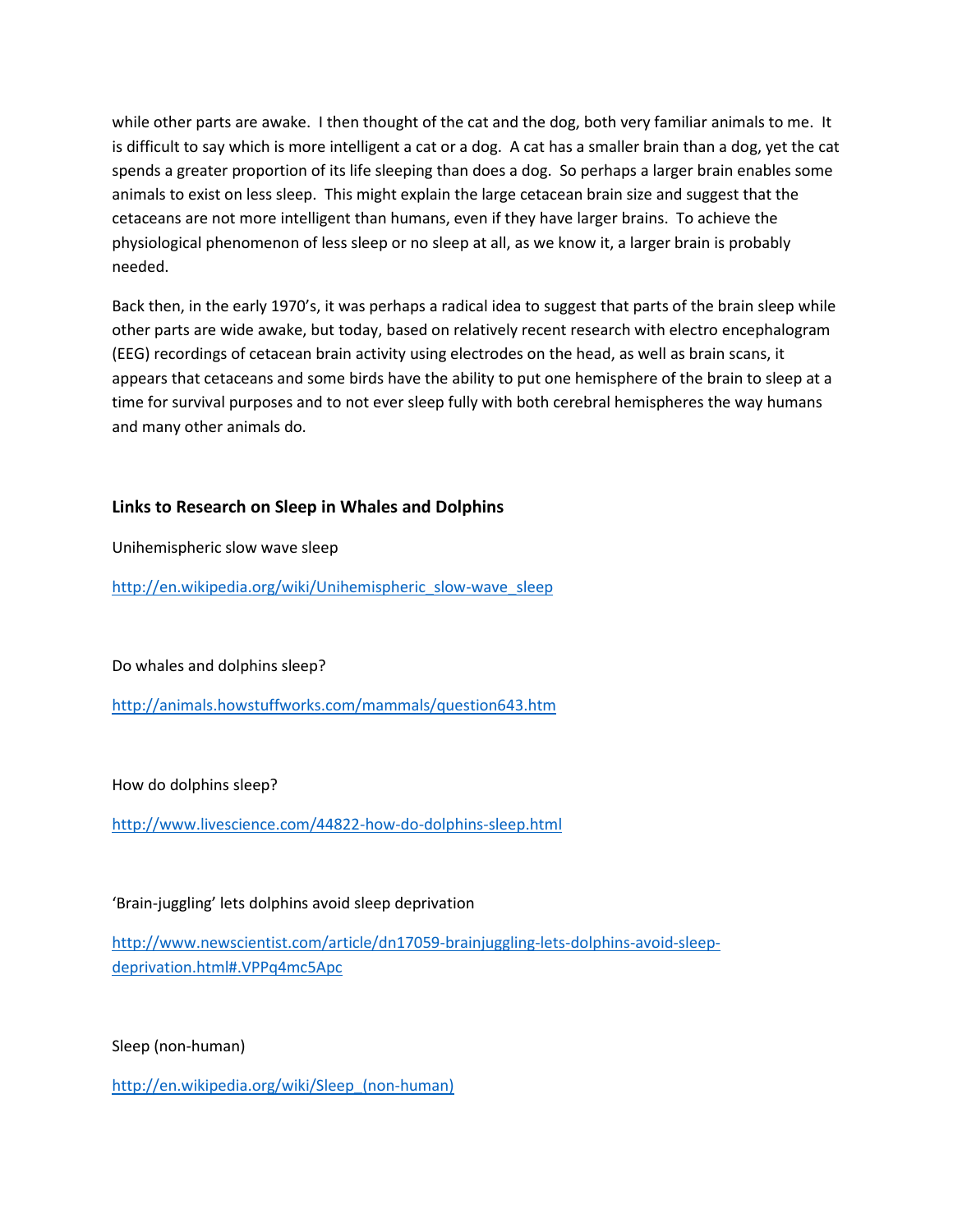while other parts are awake. I then thought of the cat and the dog, both very familiar animals to me. It is difficult to say which is more intelligent a cat or a dog. A cat has a smaller brain than a dog, yet the cat spends a greater proportion of its life sleeping than does a dog. So perhaps a larger brain enables some animals to exist on less sleep. This might explain the large cetacean brain size and suggest that the cetaceans are not more intelligent than humans, even if they have larger brains. To achieve the physiological phenomenon of less sleep or no sleep at all, as we know it, a larger brain is probably needed.

Back then, in the early 1970's, it was perhaps a radical idea to suggest that parts of the brain sleep while other parts are wide awake, but today, based on relatively recent research with electro encephalogram (EEG) recordings of cetacean brain activity using electrodes on the head, as well as brain scans, it appears that cetaceans and some birds have the ability to put one hemisphere of the brain to sleep at a time for survival purposes and to not ever sleep fully with both cerebral hemispheres the way humans and many other animals do.

### Links to Research on Sleep in Whales and Dolphins

Unihemispheric slow wave sleep

http://en.wikipedia.org/wiki/Unihemispheric_slow-wave_sleep

Do whales and dolphins sleep?

http://animals.howstuffworks.com/mammals/question643.htm

How do dolphins sleep?

http://www.livescience.com/44822-how-do-dolphins-sleep.html

'Brain-juggling' lets dolphins avoid sleep deprivation

http://www.newscientist.com/article/dn17059-brainjuggling-lets-dolphins-avoid-sleep-deprivation.html#.VPPq4mc5Apc

Sleep (non-human)

http://en.wikipedia.org/wiki/Sleep_(non-human)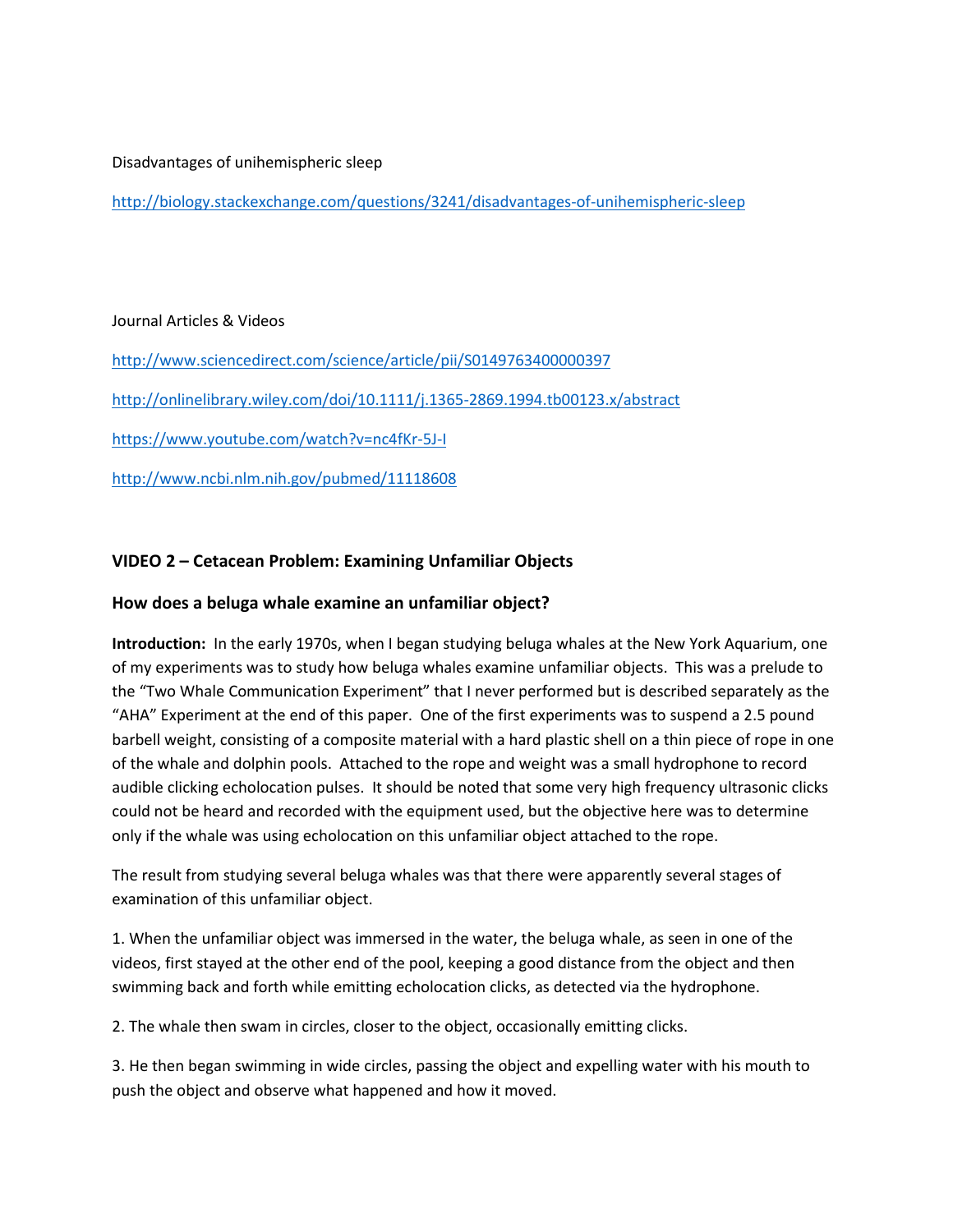Disadvantages of unihemispheric sleep

http://biology.stackexchange.com/questions/3241/disadvantages-of-unihemispheric-sleep

Journal Articles & Videos

http://www.sciencedirect.com/science/article/pii/S0149763400000397

http://onlinelibrary.wiley.com/doi/10.1111/j.1365-2869.1994.tb00123.x/abstract

https://www.youtube.com/watch?v=nc4fKr-5J-I

http://www.ncbi.nlm.nih.gov/pubmed/11118608

### VIDEO 2 – Cetacean Problem: Examining Unfamiliar Objects

### How does a beluga whale examine an unfamiliar object?

**Introduction:** In the early 1970s, when I began studying beluga whales at the New York Aquarium, one of my experiments was to study how beluga whales examine unfamiliar objects. This was a prelude to the "Two Whale Communication Experiment" that I never performed but is described separately as the "AHA" Experiment at the end of this paper. One of the first experiments was to suspend a 2.5 pound barbell weight, consisting of a composite material with a hard plastic shell on a thin piece of rope in one of the whale and dolphin pools. Attached to the rope and weight was a small hydrophone to record audible clicking echolocation pulses. It should be noted that some very high frequency ultrasonic clicks could not be heard and recorded with the equipment used, but the objective here was to determine only if the whale was using echolocation on this unfamiliar object attached to the rope.

The result from studying several beluga whales was that there were apparently several stages of examination of this unfamiliar object.

1. When the unfamiliar object was immersed in the water, the beluga whale, as seen in one of the videos, first stayed at the other end of the pool, keeping a good distance from the object and then swimming back and forth while emitting echolocation clicks, as detected via the hydrophone.

2. The whale then swam in circles, closer to the object, occasionally emitting clicks.

3. He then began swimming in wide circles, passing the object and expelling water with his mouth to push the object and observe what happened and how it moved.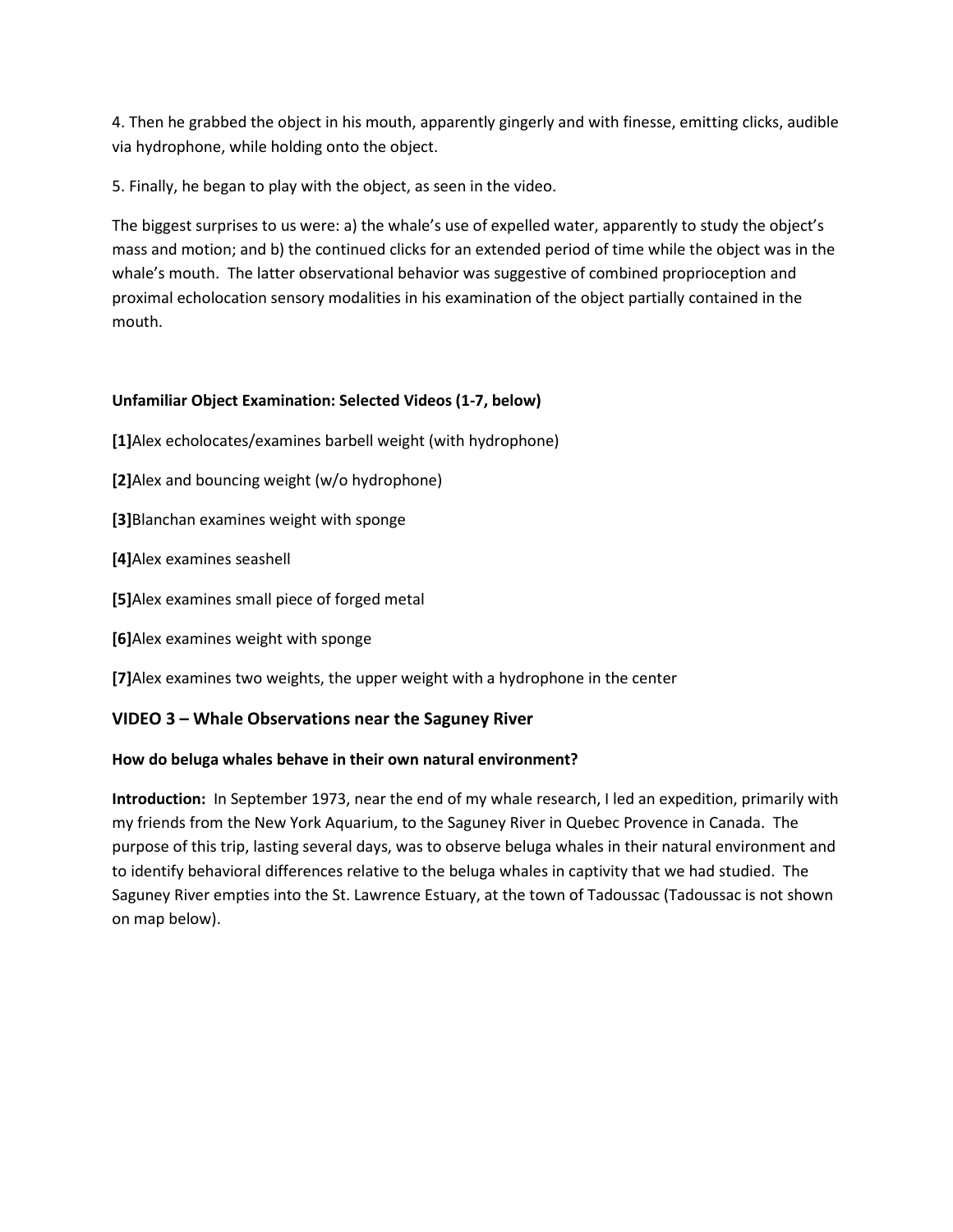4. Then he grabbed the object in his mouth, apparently gingerly and with finesse, emitting clicks, audible via hydrophone, while holding onto the object.

5. Finally, he began to play with the object, as seen in the video.

The biggest surprises to us were: a) the whale's use of expelled water, apparently to study the object's mass and motion; and b) the continued clicks for an extended period of time while the object was in the whale's mouth. The latter observational behavior was suggestive of combined proprioception and proximal echolocation sensory modalities in his examination of the object partially contained in the mouth.

**Unfamiliar Object Examination: Selected Videos (1-7, below)**

**[1]**Alex echolocates/examines barbell weight (with hydrophone)

**[2]**Alex and bouncing weight (w/o hydrophone)

**[3]**Blanchan examines weight with sponge

**[4]**Alex examines seashell

**[5]**Alex examines small piece of forged metal

**[6]**Alex examines weight with sponge

**[7]**Alex examines two weights, the upper weight with a hydrophone in the center

## VIDEO 3 – Whale Observations near the Saguney River

**How do beluga whales behave in their own natural environment?**

**Introduction:** In September 1973, near the end of my whale research, I led an expedition, primarily with my friends from the New York Aquarium, to the Saguney River in Quebec Provence in Canada. The purpose of this trip, lasting several days, was to observe beluga whales in their natural environment and to identify behavioral differences relative to the beluga whales in captivity that we had studied. The Saguney River empties into the St. Lawrence Estuary, at the town of Tadoussac (Tadoussac is not shown on map below).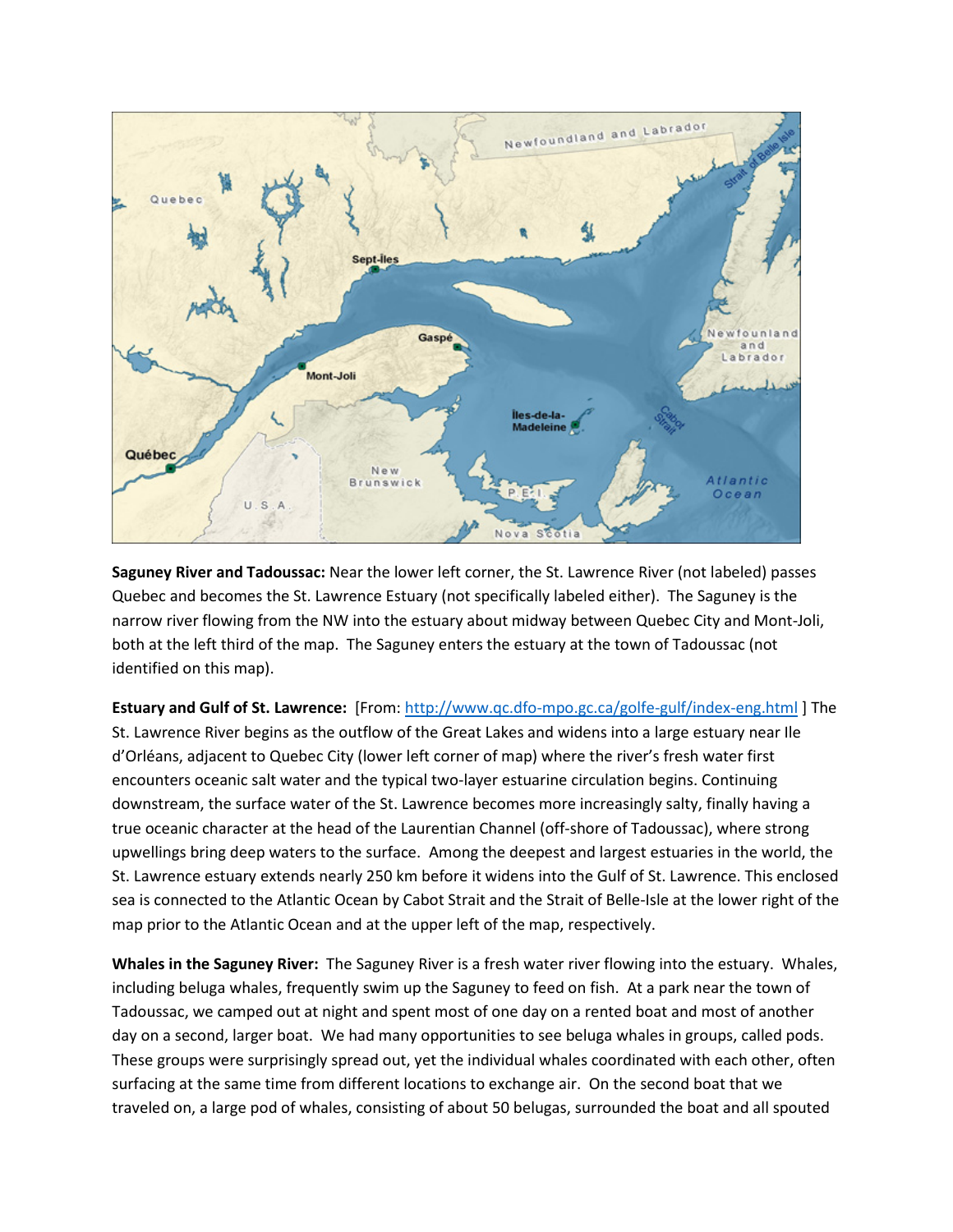**Saguney River and Tadoussac:** Near the lower left corner, the St. Lawrence River (not labeled) passes Quebec and becomes the St. Lawrence Estuary (not specifically labeled either). The Saguney is the narrow river flowing from the NW into the estuary about midway between Quebec City and Mont-Joli, both at the left third of the map. The Saguney enters the estuary at the town of Tadoussac (not identified on this map).

**Estuary and Gulf of St. Lawrence:** [From: http://www.qc.dfo-mpo.gc.ca/golfe-gulf/index-eng.html ] The St. Lawrence River begins as the outflow of the Great Lakes and widens into a large estuary near Ile d'Orléans, adjacent to Quebec City (lower left corner of map) where the river's fresh water first encounters oceanic salt water and the typical two-layer estuarine circulation begins. Continuing downstream, the surface water of the St. Lawrence becomes more increasingly salty, finally having a true oceanic character at the head of the Laurentian Channel (off-shore of Tadoussac), where strong upwellings bring deep waters to the surface. Among the deepest and largest estuaries in the world, the St. Lawrence estuary extends nearly 250 km before it widens into the Gulf of St. Lawrence. This enclosed sea is connected to the Atlantic Ocean by Cabot Strait and the Strait of Belle-Isle at the lower right of the map prior to the Atlantic Ocean and at the upper left of the map, respectively.

**Whales in the Saguney River:** The Saguney River is a fresh water river flowing into the estuary. Whales, including beluga whales, frequently swim up the Saguney to feed on fish. At a park near the town of Tadoussac, we camped out at night and spent most of one day on a rented boat and most of another day on a second, larger boat. We had many opportunities to see beluga whales in groups, called pods. These groups were surprisingly spread out, yet the individual whales coordinated with each other, often surfacing at the same time from different locations to exchange air. On the second boat that we traveled on, a large pod of whales, consisting of about 50 belugas, surrounded the boat and all spouted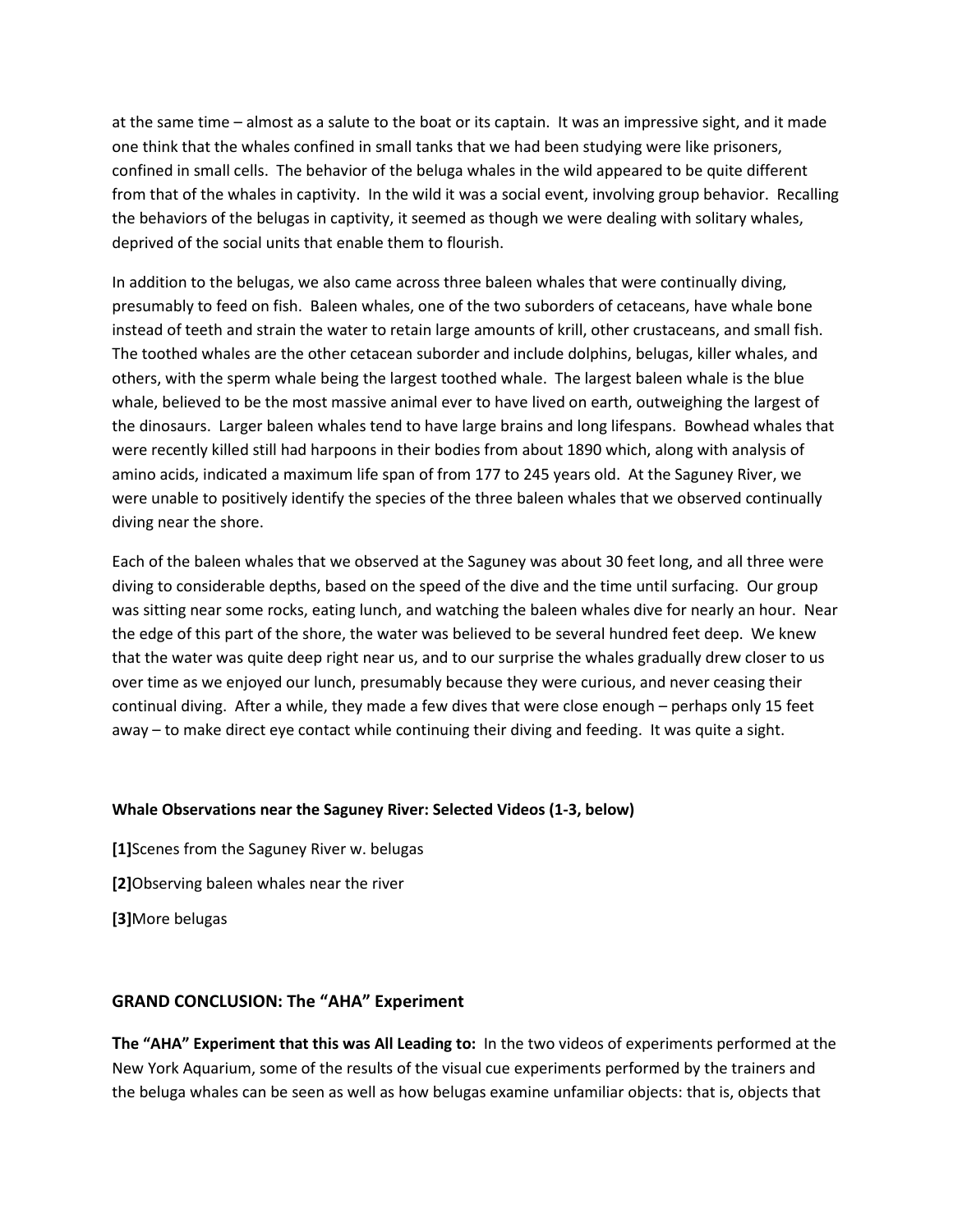at the same time – almost as a salute to the boat or its captain. It was an impressive sight, and it made one think that the whales confined in small tanks that we had been studying were like prisoners, confined in small cells. The behavior of the beluga whales in the wild appeared to be quite different from that of the whales in captivity. In the wild it was a social event, involving group behavior. Recalling the behaviors of the belugas in captivity, it seemed as though we were dealing with solitary whales, deprived of the social units that enable them to flourish.

In addition to the belugas, we also came across three baleen whales that were continually diving, presumably to feed on fish. Baleen whales, one of the two suborders of cetaceans, have whale bone instead of teeth and strain the water to retain large amounts of krill, other crustaceans, and small fish. The toothed whales are the other cetacean suborder and include dolphins, belugas, killer whales, and others, with the sperm whale being the largest toothed whale. The largest baleen whale is the blue whale, believed to be the most massive animal ever to have lived on earth, outweighing the largest of the dinosaurs. Larger baleen whales tend to have large brains and long lifespans. Bowhead whales that were recently killed still had harpoons in their bodies from about 1890 which, along with analysis of amino acids, indicated a maximum life span of from 177 to 245 years old. At the Saguney River, we were unable to positively identify the species of the three baleen whales that we observed continually diving near the shore.

Each of the baleen whales that we observed at the Saguney was about 30 feet long, and all three were diving to considerable depths, based on the speed of the dive and the time until surfacing. Our group was sitting near some rocks, eating lunch, and watching the baleen whales dive for nearly an hour. Near the edge of this part of the shore, the water was believed to be several hundred feet deep. We knew that the water was quite deep right near us, and to our surprise the whales gradually drew closer to us over time as we enjoyed our lunch, presumably because they were curious, and never ceasing their continual diving. After a while, they made a few dives that were close enough – perhaps only 15 feet away – to make direct eye contact while continuing their diving and feeding. It was quite a sight.

**Whale Observations near the Saguney River: Selected Videos (1-3, below)**

**[1]**Scenes from the Saguney River w. belugas

**[2]**Observing baleen whales near the river

**[3]**More belugas

## GRAND CONCLUSION: The "AHA" Experiment

**The "AHA" Experiment that this was All Leading to:** In the two videos of experiments performed at the New York Aquarium, some of the results of the visual cue experiments performed by the trainers and the beluga whales can be seen as well as how belugas examine unfamiliar objects: that is, objects that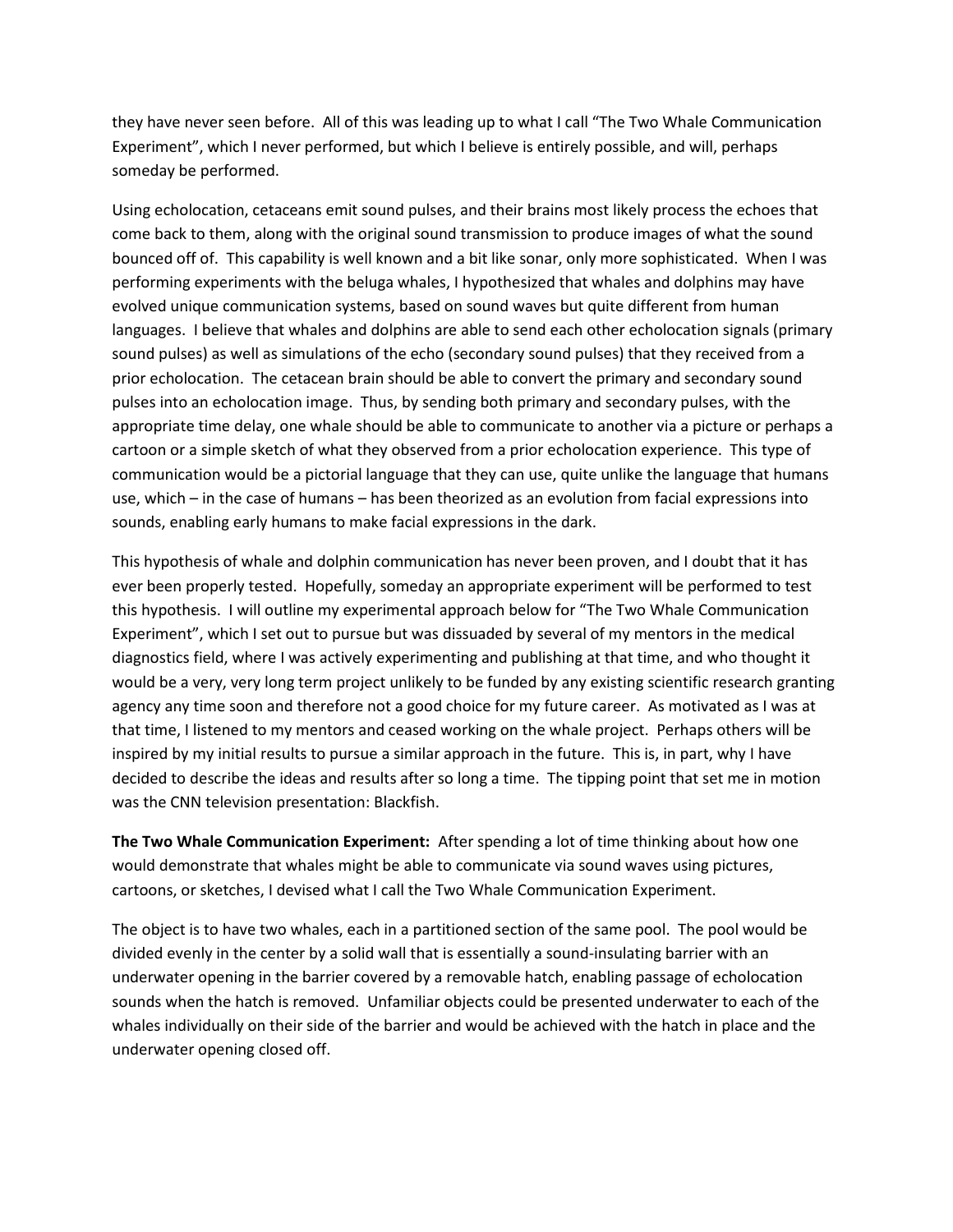they have never seen before. All of this was leading up to what I call "The Two Whale Communication Experiment", which I never performed, but which I believe is entirely possible, and will, perhaps someday be performed.

Using echolocation, cetaceans emit sound pulses, and their brains most likely process the echoes that come back to them, along with the original sound transmission to produce images of what the sound bounced off of. This capability is well known and a bit like sonar, only more sophisticated. When I was performing experiments with the beluga whales, I hypothesized that whales and dolphins may have evolved unique communication systems, based on sound waves but quite different from human languages. I believe that whales and dolphins are able to send each other echolocation signals (primary sound pulses) as well as simulations of the echo (secondary sound pulses) that they received from a prior echolocation. The cetacean brain should be able to convert the primary and secondary sound pulses into an echolocation image. Thus, by sending both primary and secondary pulses, with the appropriate time delay, one whale should be able to communicate to another via a picture or perhaps a cartoon or a simple sketch of what they observed from a prior echolocation experience. This type of communication would be a pictorial language that they can use, quite unlike the language that humans use, which – in the case of humans – has been theorized as an evolution from facial expressions into sounds, enabling early humans to make facial expressions in the dark.

This hypothesis of whale and dolphin communication has never been proven, and I doubt that it has ever been properly tested. Hopefully, someday an appropriate experiment will be performed to test this hypothesis. I will outline my experimental approach below for "The Two Whale Communication Experiment", which I set out to pursue but was dissuaded by several of my mentors in the medical diagnostics field, where I was actively experimenting and publishing at that time, and who thought it would be a very, very long term project unlikely to be funded by any existing scientific research granting agency any time soon and therefore not a good choice for my future career. As motivated as I was at that time, I listened to my mentors and ceased working on the whale project. Perhaps others will be inspired by my initial results to pursue a similar approach in the future. This is, in part, why I have decided to describe the ideas and results after so long a time. The tipping point that set me in motion was the CNN television presentation: Blackfish.

**The Two Whale Communication Experiment:** After spending a lot of time thinking about how one would demonstrate that whales might be able to communicate via sound waves using pictures, cartoons, or sketches, I devised what I call the Two Whale Communication Experiment.

The object is to have two whales, each in a partitioned section of the same pool. The pool would be divided evenly in the center by a solid wall that is essentially a sound-insulating barrier with an underwater opening in the barrier covered by a removable hatch, enabling passage of echolocation sounds when the hatch is removed. Unfamiliar objects could be presented underwater to each of the whales individually on their side of the barrier and would be achieved with the hatch in place and the underwater opening closed off.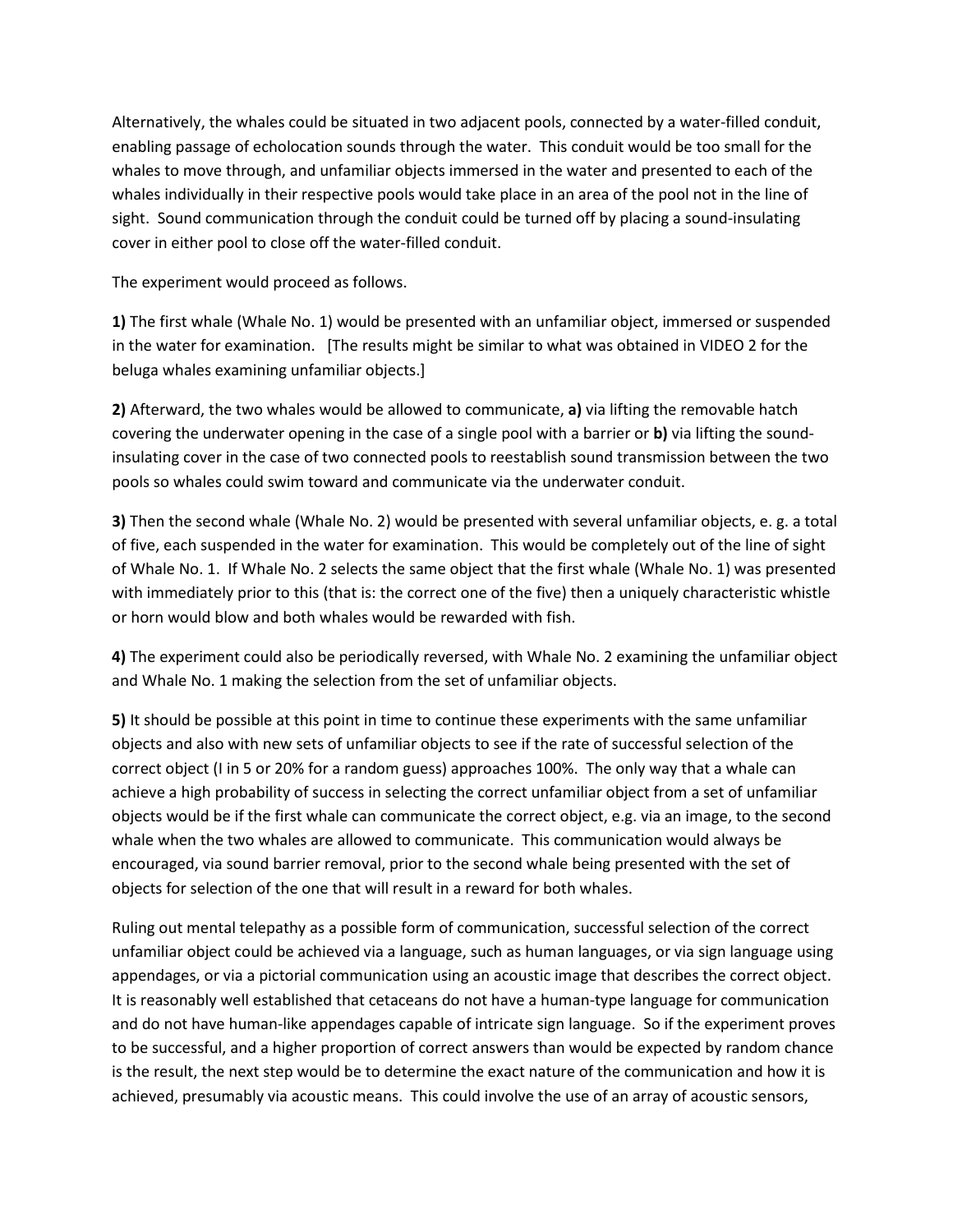Alternatively, the whales could be situated in two adjacent pools, connected by a water-filled conduit, enabling passage of echolocation sounds through the water. This conduit would be too small for the whales to move through, and unfamiliar objects immersed in the water and presented to each of the whales individually in their respective pools would take place in an area of the pool not in the line of sight. Sound communication through the conduit could be turned off by placing a sound-insulating cover in either pool to close off the water-filled conduit.

The experiment would proceed as follows.

**1)** The first whale (Whale No. 1) would be presented with an unfamiliar object, immersed or suspended in the water for examination. [The results might be similar to what was obtained in VIDEO 2 for the beluga whales examining unfamiliar objects.]

**2)** Afterward, the two whales would be allowed to communicate, **a)** via lifting the removable hatch covering the underwater opening in the case of a single pool with a barrier or **b)** via lifting the sound-insulating cover in the case of two connected pools to reestablish sound transmission between the two pools so whales could swim toward and communicate via the underwater conduit.

**3)** Then the second whale (Whale No. 2) would be presented with several unfamiliar objects, e. g. a total of five, each suspended in the water for examination. This would be completely out of the line of sight of Whale No. 1. If Whale No. 2 selects the same object that the first whale (Whale No. 1) was presented with immediately prior to this (that is: the correct one of the five) then a uniquely characteristic whistle or horn would blow and both whales would be rewarded with fish.

**4)** The experiment could also be periodically reversed, with Whale No. 2 examining the unfamiliar object and Whale No. 1 making the selection from the set of unfamiliar objects.

**5)** It should be possible at this point in time to continue these experiments with the same unfamiliar objects and also with new sets of unfamiliar objects to see if the rate of successful selection of the correct object (I in 5 or 20% for a random guess) approaches 100%. The only way that a whale can achieve a high probability of success in selecting the correct unfamiliar object from a set of unfamiliar objects would be if the first whale can communicate the correct object, e.g. via an image, to the second whale when the two whales are allowed to communicate. This communication would always be encouraged, via sound barrier removal, prior to the second whale being presented with the set of objects for selection of the one that will result in a reward for both whales.

Ruling out mental telepathy as a possible form of communication, successful selection of the correct unfamiliar object could be achieved via a language, such as human languages, or via sign language using appendages, or via a pictorial communication using an acoustic image that describes the correct object. It is reasonably well established that cetaceans do not have a human-type language for communication and do not have human-like appendages capable of intricate sign language. So if the experiment proves to be successful, and a higher proportion of correct answers than would be expected by random chance is the result, the next step would be to determine the exact nature of the communication and how it is achieved, presumably via acoustic means. This could involve the use of an array of acoustic sensors,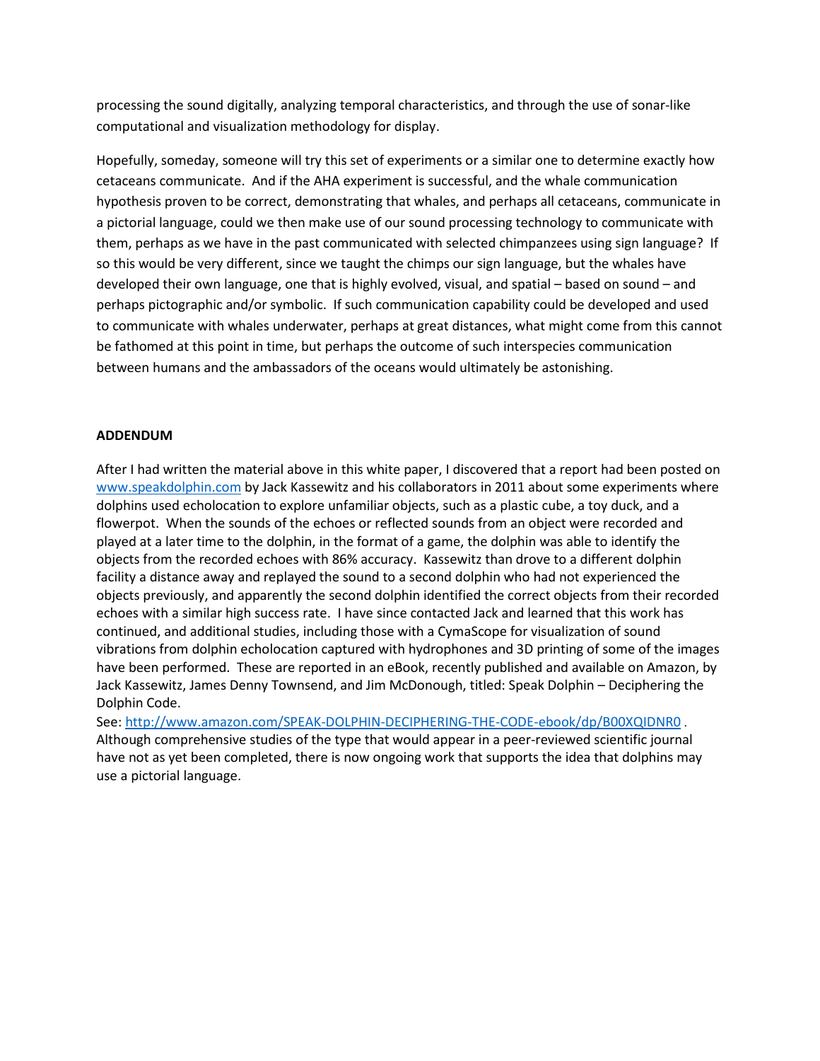processing the sound digitally, analyzing temporal characteristics, and through the use of sonar-like computational and visualization methodology for display.

Hopefully, someday, someone will try this set of experiments or a similar one to determine exactly how cetaceans communicate. And if the AHA experiment is successful, and the whale communication hypothesis proven to be correct, demonstrating that whales, and perhaps all cetaceans, communicate in a pictorial language, could we then make use of our sound processing technology to communicate with them, perhaps as we have in the past communicated with selected chimpanzees using sign language? If so this would be very different, since we taught the chimps our sign language, but the whales have developed their own language, one that is highly evolved, visual, and spatial – based on sound – and perhaps pictographic and/or symbolic. If such communication capability could be developed and used to communicate with whales underwater, perhaps at great distances, what might come from this cannot be fathomed at this point in time, but perhaps the outcome of such interspecies communication between humans and the ambassadors of the oceans would ultimately be astonishing.

**ADDENDUM**

After I had written the material above in this white paper, I discovered that a report had been posted on www.speakdolphin.com by Jack Kassewitz and his collaborators in 2011 about some experiments where dolphins used echolocation to explore unfamiliar objects, such as a plastic cube, a toy duck, and a flowerpot. When the sounds of the echoes or reflected sounds from an object were recorded and played at a later time to the dolphin, in the format of a game, the dolphin was able to identify the objects from the recorded echoes with 86% accuracy. Kassewitz than drove to a different dolphin facility a distance away and replayed the sound to a second dolphin who had not experienced the objects previously, and apparently the second dolphin identified the correct objects from their recorded echoes with a similar high success rate. I have since contacted Jack and learned that this work has continued, and additional studies, including those with a CymaScope for visualization of sound vibrations from dolphin echolocation captured with hydrophones and 3D printing of some of the images have been performed. These are reported in an eBook, recently published and available on Amazon, by Jack Kassewitz, James Denny Townsend, and Jim McDonough, titled: Speak Dolphin – Deciphering the Dolphin Code.
See: http://www.amazon.com/SPEAK-DOLPHIN-DECIPHERING-THE-CODE-ebook/dp/B00XQIDNR0 .
Although comprehensive studies of the type that would appear in a peer-reviewed scientific journal have not as yet been completed, there is now ongoing work that supports the idea that dolphins may use a pictorial language.